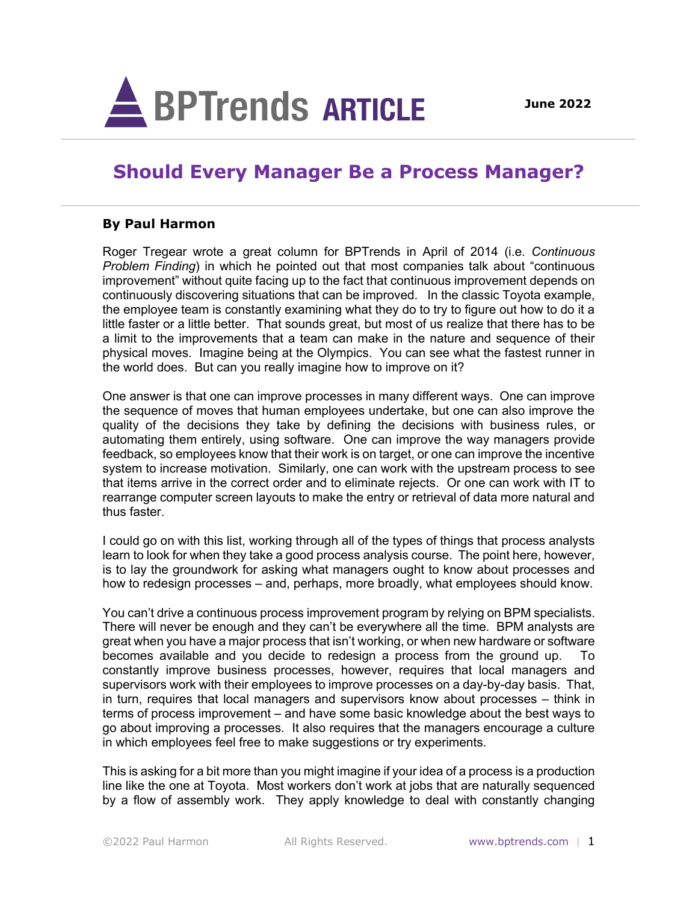# BPTrends ARTICLE

June 2022

## Should Every Manager Be a Process Manager?

**By Paul Harmon**

Roger Tregear wrote a great column for BPTrends in April of 2014 (i.e. *Continuous Problem Finding*) in which he pointed out that most companies talk about "continuous improvement" without quite facing up to the fact that continuous improvement depends on continuously discovering situations that can be improved. In the classic Toyota example, the employee team is constantly examining what they do to try to figure out how to do it a little faster or a little better. That sounds great, but most of us realize that there has to be a limit to the improvements that a team can make in the nature and sequence of their physical moves. Imagine being at the Olympics. You can see what the fastest runner in the world does. But can you really imagine how to improve on it?

One answer is that one can improve processes in many different ways. One can improve the sequence of moves that human employees undertake, but one can also improve the quality of the decisions they take by defining the decisions with business rules, or automating them entirely, using software. One can improve the way managers provide feedback, so employees know that their work is on target, or one can improve the incentive system to increase motivation. Similarly, one can work with the upstream process to see that items arrive in the correct order and to eliminate rejects. Or one can work with IT to rearrange computer screen layouts to make the entry or retrieval of data more natural and thus faster.

I could go on with this list, working through all of the types of things that process analysts learn to look for when they take a good process analysis course. The point here, however, is to lay the groundwork for asking what managers ought to know about processes and how to redesign processes – and, perhaps, more broadly, what employees should know.

You can't drive a continuous process improvement program by relying on BPM specialists. There will never be enough and they can't be everywhere all the time. BPM analysts are great when you have a major process that isn't working, or when new hardware or software becomes available and you decide to redesign a process from the ground up. To constantly improve business processes, however, requires that local managers and supervisors work with their employees to improve processes on a day-by-day basis. That, in turn, requires that local managers and supervisors know about processes – think in terms of process improvement – and have some basic knowledge about the best ways to go about improving a processes. It also requires that the managers encourage a culture in which employees feel free to make suggestions or try experiments.

This is asking for a bit more than you might imagine if your idea of a process is a production line like the one at Toyota. Most workers don't work at jobs that are naturally sequenced by a flow of assembly work. They apply knowledge to deal with constantly changing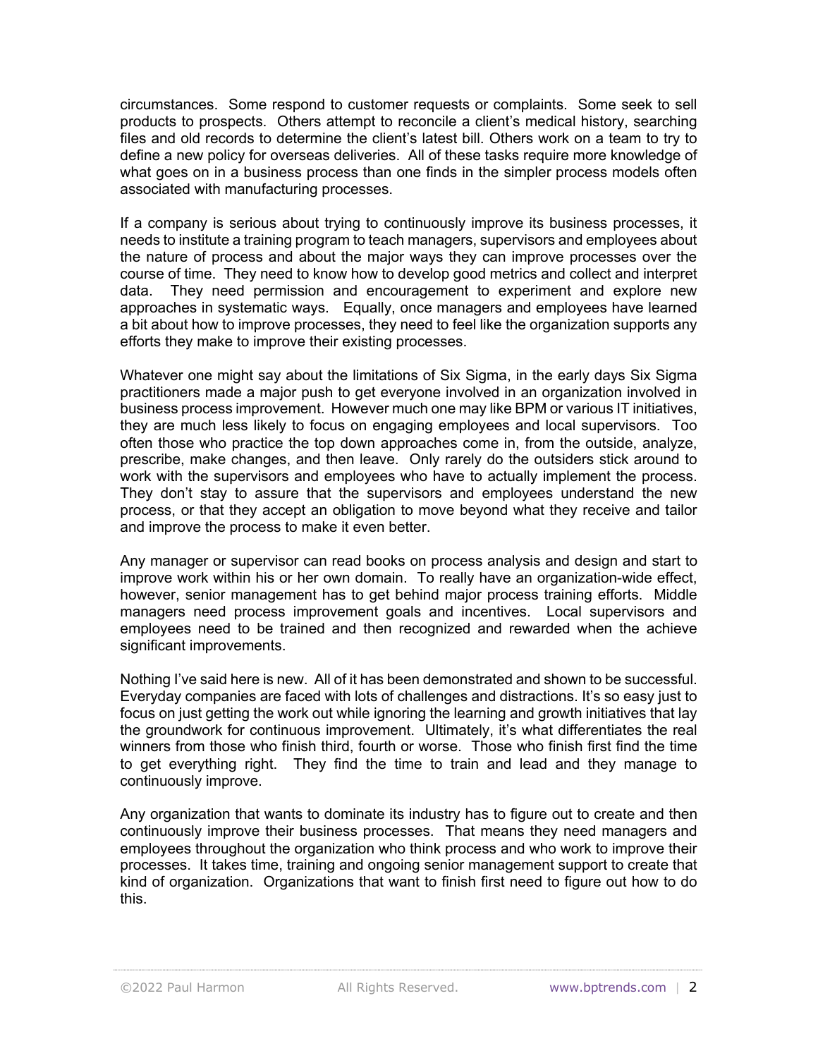circumstances. Some respond to customer requests or complaints. Some seek to sell products to prospects. Others attempt to reconcile a client's medical history, searching files and old records to determine the client's latest bill. Others work on a team to try to define a new policy for overseas deliveries. All of these tasks require more knowledge of what goes on in a business process than one finds in the simpler process models often associated with manufacturing processes.

If a company is serious about trying to continuously improve its business processes, it needs to institute a training program to teach managers, supervisors and employees about the nature of process and about the major ways they can improve processes over the course of time. They need to know how to develop good metrics and collect and interpret data. They need permission and encouragement to experiment and explore new approaches in systematic ways. Equally, once managers and employees have learned a bit about how to improve processes, they need to feel like the organization supports any efforts they make to improve their existing processes.

Whatever one might say about the limitations of Six Sigma, in the early days Six Sigma practitioners made a major push to get everyone involved in an organization involved in business process improvement. However much one may like BPM or various IT initiatives, they are much less likely to focus on engaging employees and local supervisors. Too often those who practice the top down approaches come in, from the outside, analyze, prescribe, make changes, and then leave. Only rarely do the outsiders stick around to work with the supervisors and employees who have to actually implement the process. They don't stay to assure that the supervisors and employees understand the new process, or that they accept an obligation to move beyond what they receive and tailor and improve the process to make it even better.

Any manager or supervisor can read books on process analysis and design and start to improve work within his or her own domain. To really have an organization-wide effect, however, senior management has to get behind major process training efforts. Middle managers need process improvement goals and incentives. Local supervisors and employees need to be trained and then recognized and rewarded when the achieve significant improvements.

Nothing I've said here is new. All of it has been demonstrated and shown to be successful. Everyday companies are faced with lots of challenges and distractions. It's so easy just to focus on just getting the work out while ignoring the learning and growth initiatives that lay the groundwork for continuous improvement. Ultimately, it's what differentiates the real winners from those who finish third, fourth or worse. Those who finish first find the time to get everything right. They find the time to train and lead and they manage to continuously improve.

Any organization that wants to dominate its industry has to figure out to create and then continuously improve their business processes. That means they need managers and employees throughout the organization who think process and who work to improve their processes. It takes time, training and ongoing senior management support to create that kind of organization. Organizations that want to finish first need to figure out how to do this.